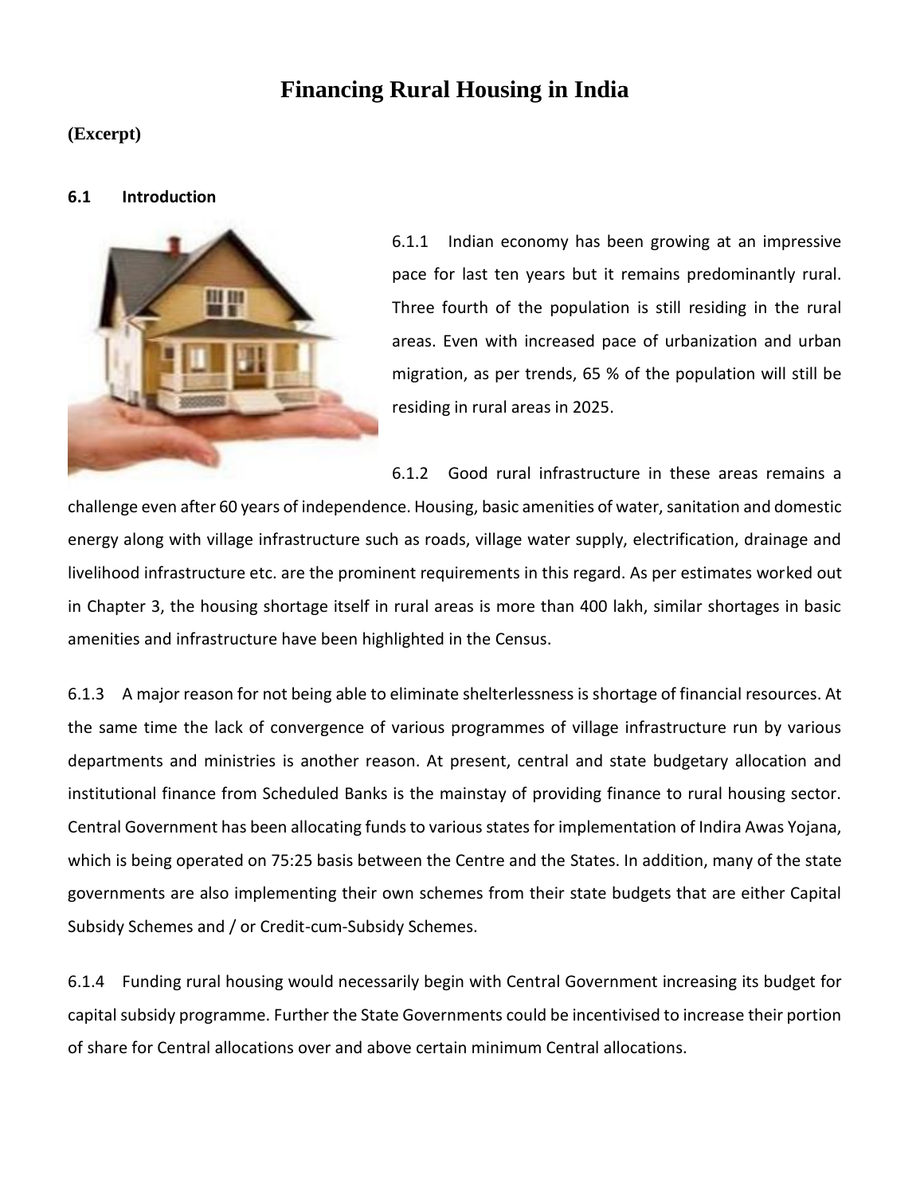# Financing Rural Housing in India

**(Excerpt)**

### 6.1 Introduction

6.1.1 Indian economy has been growing at an impressive pace for last ten years but it remains predominantly rural. Three fourth of the population is still residing in the rural areas. Even with increased pace of urbanization and urban migration, as per trends, 65 % of the population will still be residing in rural areas in 2025.

6.1.2 Good rural infrastructure in these areas remains a challenge even after 60 years of independence. Housing, basic amenities of water, sanitation and domestic energy along with village infrastructure such as roads, village water supply, electrification, drainage and livelihood infrastructure etc. are the prominent requirements in this regard. As per estimates worked out in Chapter 3, the housing shortage itself in rural areas is more than 400 lakh, similar shortages in basic amenities and infrastructure have been highlighted in the Census.

6.1.3 A major reason for not being able to eliminate shelterlessness is shortage of financial resources. At the same time the lack of convergence of various programmes of village infrastructure run by various departments and ministries is another reason. At present, central and state budgetary allocation and institutional finance from Scheduled Banks is the mainstay of providing finance to rural housing sector. Central Government has been allocating funds to various states for implementation of Indira Awas Yojana, which is being operated on 75:25 basis between the Centre and the States. In addition, many of the state governments are also implementing their own schemes from their state budgets that are either Capital Subsidy Schemes and / or Credit-cum-Subsidy Schemes.

6.1.4 Funding rural housing would necessarily begin with Central Government increasing its budget for capital subsidy programme. Further the State Governments could be incentivised to increase their portion of share for Central allocations over and above certain minimum Central allocations.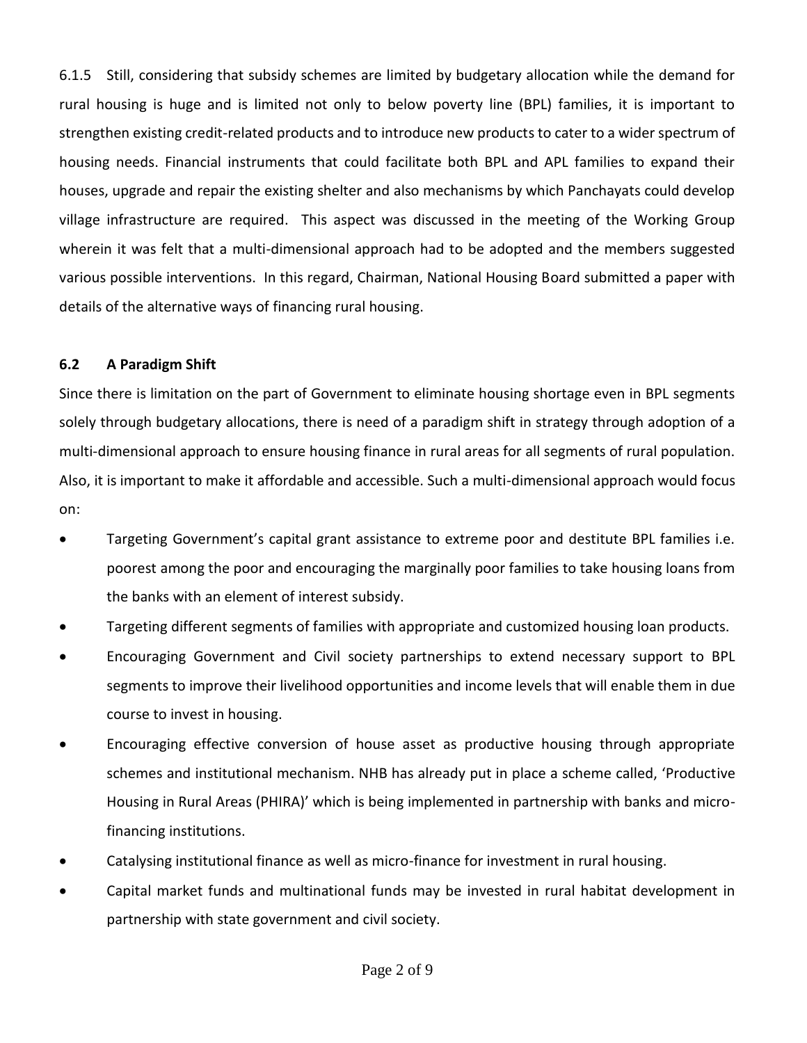6.1.5 Still, considering that subsidy schemes are limited by budgetary allocation while the demand for rural housing is huge and is limited not only to below poverty line (BPL) families, it is important to strengthen existing credit-related products and to introduce new products to cater to a wider spectrum of housing needs. Financial instruments that could facilitate both BPL and APL families to expand their houses, upgrade and repair the existing shelter and also mechanisms by which Panchayats could develop village infrastructure are required. This aspect was discussed in the meeting of the Working Group wherein it was felt that a multi-dimensional approach had to be adopted and the members suggested various possible interventions. In this regard, Chairman, National Housing Board submitted a paper with details of the alternative ways of financing rural housing.

### 6.2 A Paradigm Shift

Since there is limitation on the part of Government to eliminate housing shortage even in BPL segments solely through budgetary allocations, there is need of a paradigm shift in strategy through adoption of a multi-dimensional approach to ensure housing finance in rural areas for all segments of rural population. Also, it is important to make it affordable and accessible. Such a multi-dimensional approach would focus on:

- Targeting Government's capital grant assistance to extreme poor and destitute BPL families i.e. poorest among the poor and encouraging the marginally poor families to take housing loans from the banks with an element of interest subsidy.
- Targeting different segments of families with appropriate and customized housing loan products.
- Encouraging Government and Civil society partnerships to extend necessary support to BPL segments to improve their livelihood opportunities and income levels that will enable them in due course to invest in housing.
- Encouraging effective conversion of house asset as productive housing through appropriate schemes and institutional mechanism. NHB has already put in place a scheme called, 'Productive Housing in Rural Areas (PHIRA)' which is being implemented in partnership with banks and micro-financing institutions.
- Catalysing institutional finance as well as micro-finance for investment in rural housing.
- Capital market funds and multinational funds may be invested in rural habitat development in partnership with state government and civil society.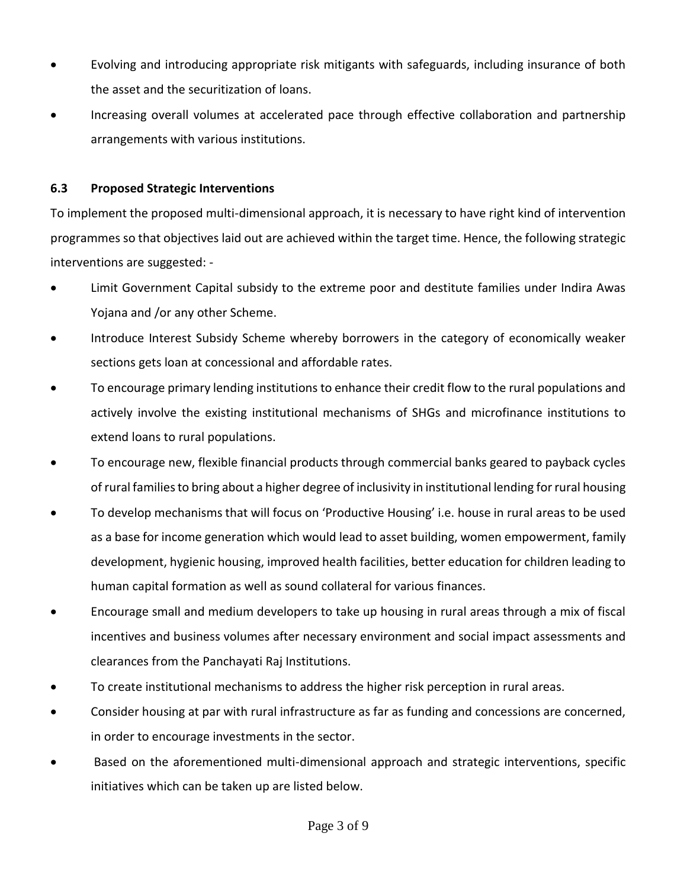- Evolving and introducing appropriate risk mitigants with safeguards, including insurance of both the asset and the securitization of loans.
- Increasing overall volumes at accelerated pace through effective collaboration and partnership arrangements with various institutions.

### 6.3 Proposed Strategic Interventions

To implement the proposed multi-dimensional approach, it is necessary to have right kind of intervention programmes so that objectives laid out are achieved within the target time. Hence, the following strategic interventions are suggested: -

- Limit Government Capital subsidy to the extreme poor and destitute families under Indira Awas Yojana and /or any other Scheme.
- Introduce Interest Subsidy Scheme whereby borrowers in the category of economically weaker sections gets loan at concessional and affordable rates.
- To encourage primary lending institutions to enhance their credit flow to the rural populations and actively involve the existing institutional mechanisms of SHGs and microfinance institutions to extend loans to rural populations.
- To encourage new, flexible financial products through commercial banks geared to payback cycles of rural families to bring about a higher degree of inclusivity in institutional lending for rural housing
- To develop mechanisms that will focus on 'Productive Housing' i.e. house in rural areas to be used as a base for income generation which would lead to asset building, women empowerment, family development, hygienic housing, improved health facilities, better education for children leading to human capital formation as well as sound collateral for various finances.
- Encourage small and medium developers to take up housing in rural areas through a mix of fiscal incentives and business volumes after necessary environment and social impact assessments and clearances from the Panchayati Raj Institutions.
- To create institutional mechanisms to address the higher risk perception in rural areas.
- Consider housing at par with rural infrastructure as far as funding and concessions are concerned, in order to encourage investments in the sector.
- Based on the aforementioned multi-dimensional approach and strategic interventions, specific initiatives which can be taken up are listed below.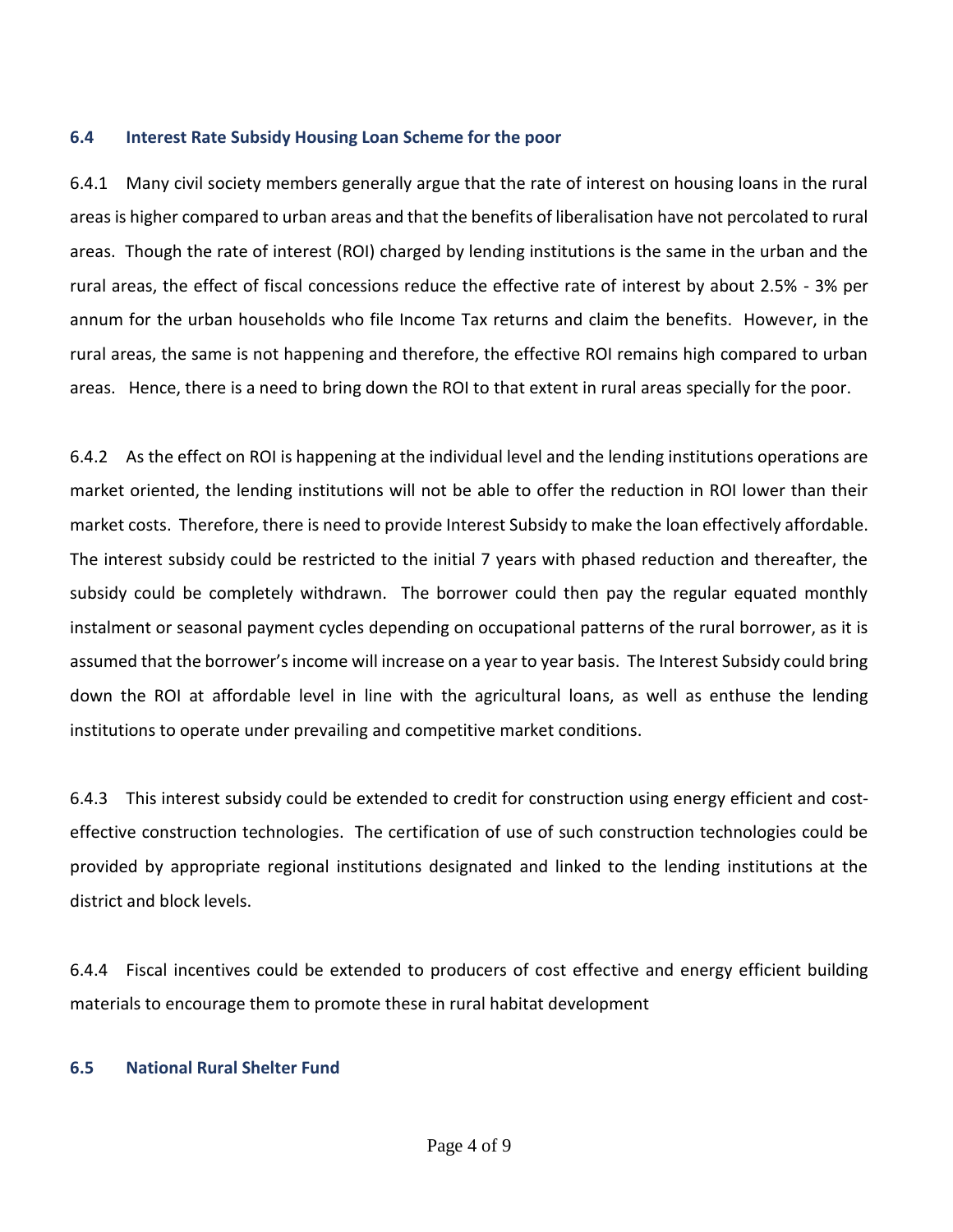### 6.4 Interest Rate Subsidy Housing Loan Scheme for the poor

6.4.1 Many civil society members generally argue that the rate of interest on housing loans in the rural areas is higher compared to urban areas and that the benefits of liberalisation have not percolated to rural areas. Though the rate of interest (ROI) charged by lending institutions is the same in the urban and the rural areas, the effect of fiscal concessions reduce the effective rate of interest by about 2.5% - 3% per annum for the urban households who file Income Tax returns and claim the benefits. However, in the rural areas, the same is not happening and therefore, the effective ROI remains high compared to urban areas. Hence, there is a need to bring down the ROI to that extent in rural areas specially for the poor.

6.4.2 As the effect on ROI is happening at the individual level and the lending institutions operations are market oriented, the lending institutions will not be able to offer the reduction in ROI lower than their market costs. Therefore, there is need to provide Interest Subsidy to make the loan effectively affordable. The interest subsidy could be restricted to the initial 7 years with phased reduction and thereafter, the subsidy could be completely withdrawn. The borrower could then pay the regular equated monthly instalment or seasonal payment cycles depending on occupational patterns of the rural borrower, as it is assumed that the borrower's income will increase on a year to year basis. The Interest Subsidy could bring down the ROI at affordable level in line with the agricultural loans, as well as enthuse the lending institutions to operate under prevailing and competitive market conditions.

6.4.3 This interest subsidy could be extended to credit for construction using energy efficient and cost-effective construction technologies. The certification of use of such construction technologies could be provided by appropriate regional institutions designated and linked to the lending institutions at the district and block levels.

6.4.4 Fiscal incentives could be extended to producers of cost effective and energy efficient building materials to encourage them to promote these in rural habitat development

### 6.5 National Rural Shelter Fund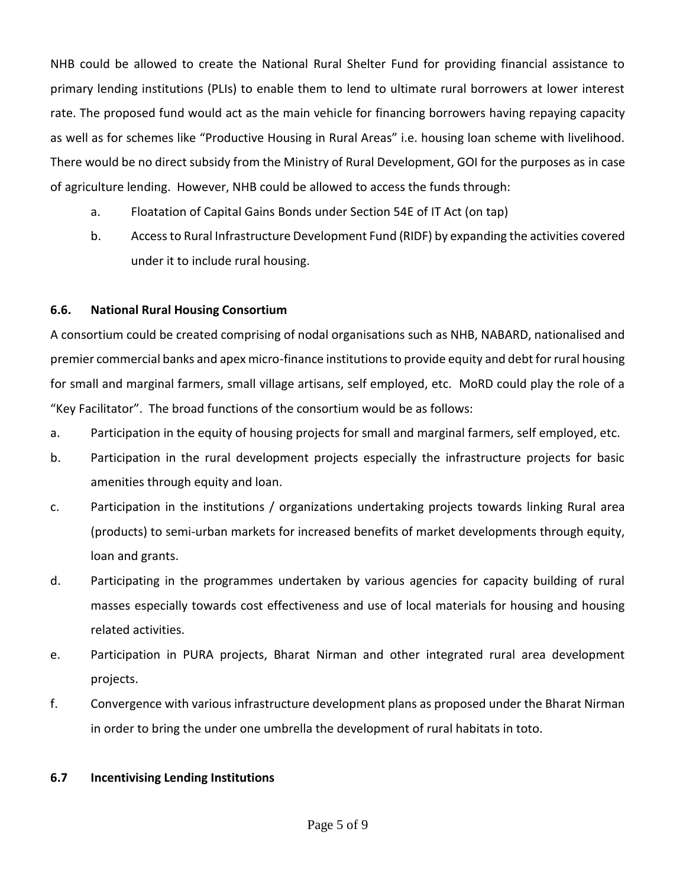NHB could be allowed to create the National Rural Shelter Fund for providing financial assistance to primary lending institutions (PLIs) to enable them to lend to ultimate rural borrowers at lower interest rate. The proposed fund would act as the main vehicle for financing borrowers having repaying capacity as well as for schemes like "Productive Housing in Rural Areas" i.e. housing loan scheme with livelihood. There would be no direct subsidy from the Ministry of Rural Development, GOI for the purposes as in case of agriculture lending. However, NHB could be allowed to access the funds through:

a. Floatation of Capital Gains Bonds under Section 54E of IT Act (on tap)

b. Access to Rural Infrastructure Development Fund (RIDF) by expanding the activities covered under it to include rural housing.

### 6.6. National Rural Housing Consortium

A consortium could be created comprising of nodal organisations such as NHB, NABARD, nationalised and premier commercial banks and apex micro-finance institutions to provide equity and debt for rural housing for small and marginal farmers, small village artisans, self employed, etc. MoRD could play the role of a "Key Facilitator". The broad functions of the consortium would be as follows:

a. Participation in the equity of housing projects for small and marginal farmers, self employed, etc.

b. Participation in the rural development projects especially the infrastructure projects for basic amenities through equity and loan.

c. Participation in the institutions / organizations undertaking projects towards linking Rural area (products) to semi-urban markets for increased benefits of market developments through equity, loan and grants.

d. Participating in the programmes undertaken by various agencies for capacity building of rural masses especially towards cost effectiveness and use of local materials for housing and housing related activities.

e. Participation in PURA projects, Bharat Nirman and other integrated rural area development projects.

f. Convergence with various infrastructure development plans as proposed under the Bharat Nirman in order to bring the under one umbrella the development of rural habitats in toto.

### 6.7 Incentivising Lending Institutions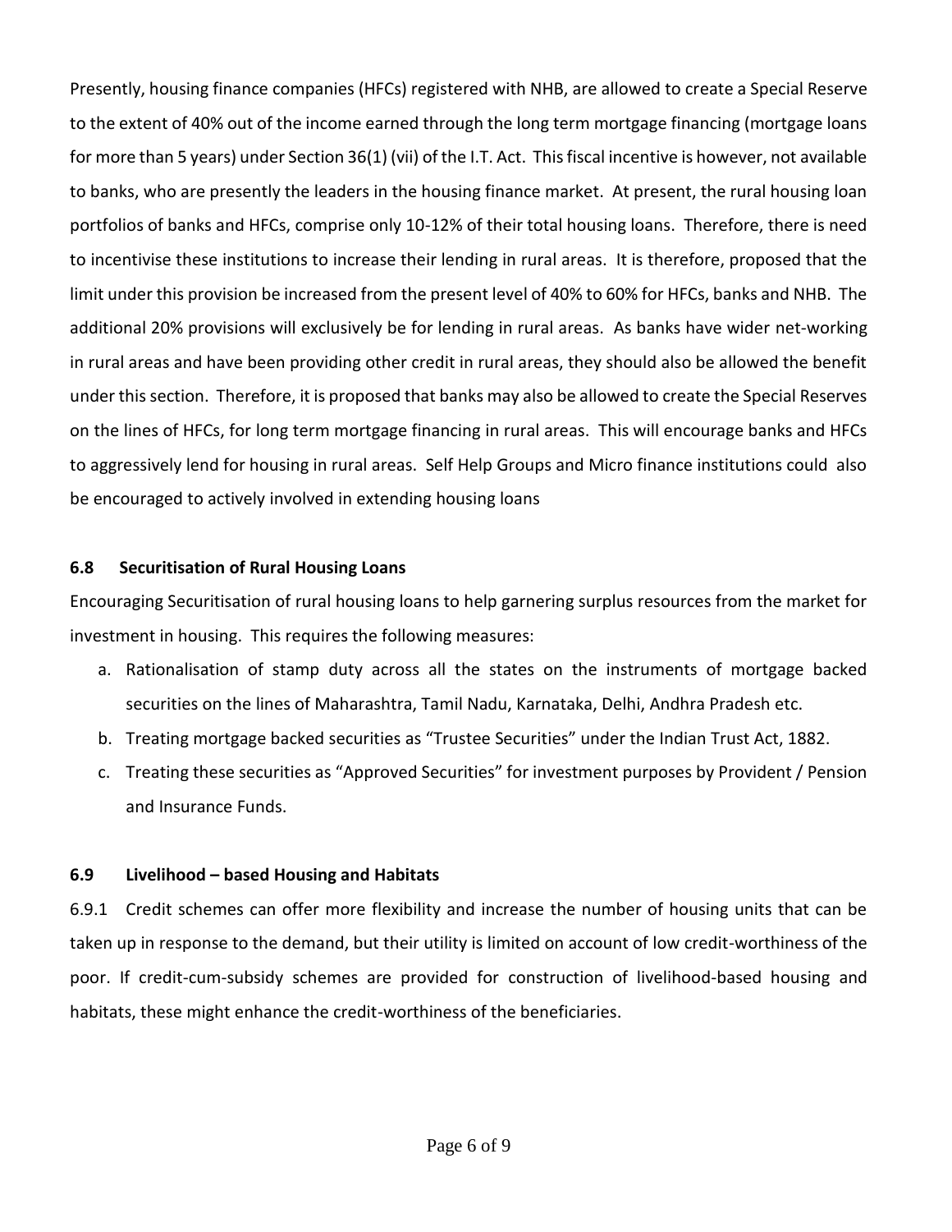Presently, housing finance companies (HFCs) registered with NHB, are allowed to create a Special Reserve to the extent of 40% out of the income earned through the long term mortgage financing (mortgage loans for more than 5 years) under Section 36(1) (vii) of the I.T. Act. This fiscal incentive is however, not available to banks, who are presently the leaders in the housing finance market. At present, the rural housing loan portfolios of banks and HFCs, comprise only 10-12% of their total housing loans. Therefore, there is need to incentivise these institutions to increase their lending in rural areas. It is therefore, proposed that the limit under this provision be increased from the present level of 40% to 60% for HFCs, banks and NHB. The additional 20% provisions will exclusively be for lending in rural areas. As banks have wider net-working in rural areas and have been providing other credit in rural areas, they should also be allowed the benefit under this section. Therefore, it is proposed that banks may also be allowed to create the Special Reserves on the lines of HFCs, for long term mortgage financing in rural areas. This will encourage banks and HFCs to aggressively lend for housing in rural areas. Self Help Groups and Micro finance institutions could also be encouraged to actively involved in extending housing loans

### 6.8 Securitisation of Rural Housing Loans

Encouraging Securitisation of rural housing loans to help garnering surplus resources from the market for investment in housing. This requires the following measures:

a. Rationalisation of stamp duty across all the states on the instruments of mortgage backed securities on the lines of Maharashtra, Tamil Nadu, Karnataka, Delhi, Andhra Pradesh etc.
b. Treating mortgage backed securities as "Trustee Securities" under the Indian Trust Act, 1882.
c. Treating these securities as "Approved Securities" for investment purposes by Provident / Pension and Insurance Funds.

### 6.9 Livelihood – based Housing and Habitats

6.9.1 Credit schemes can offer more flexibility and increase the number of housing units that can be taken up in response to the demand, but their utility is limited on account of low credit-worthiness of the poor. If credit-cum-subsidy schemes are provided for construction of livelihood-based housing and habitats, these might enhance the credit-worthiness of the beneficiaries.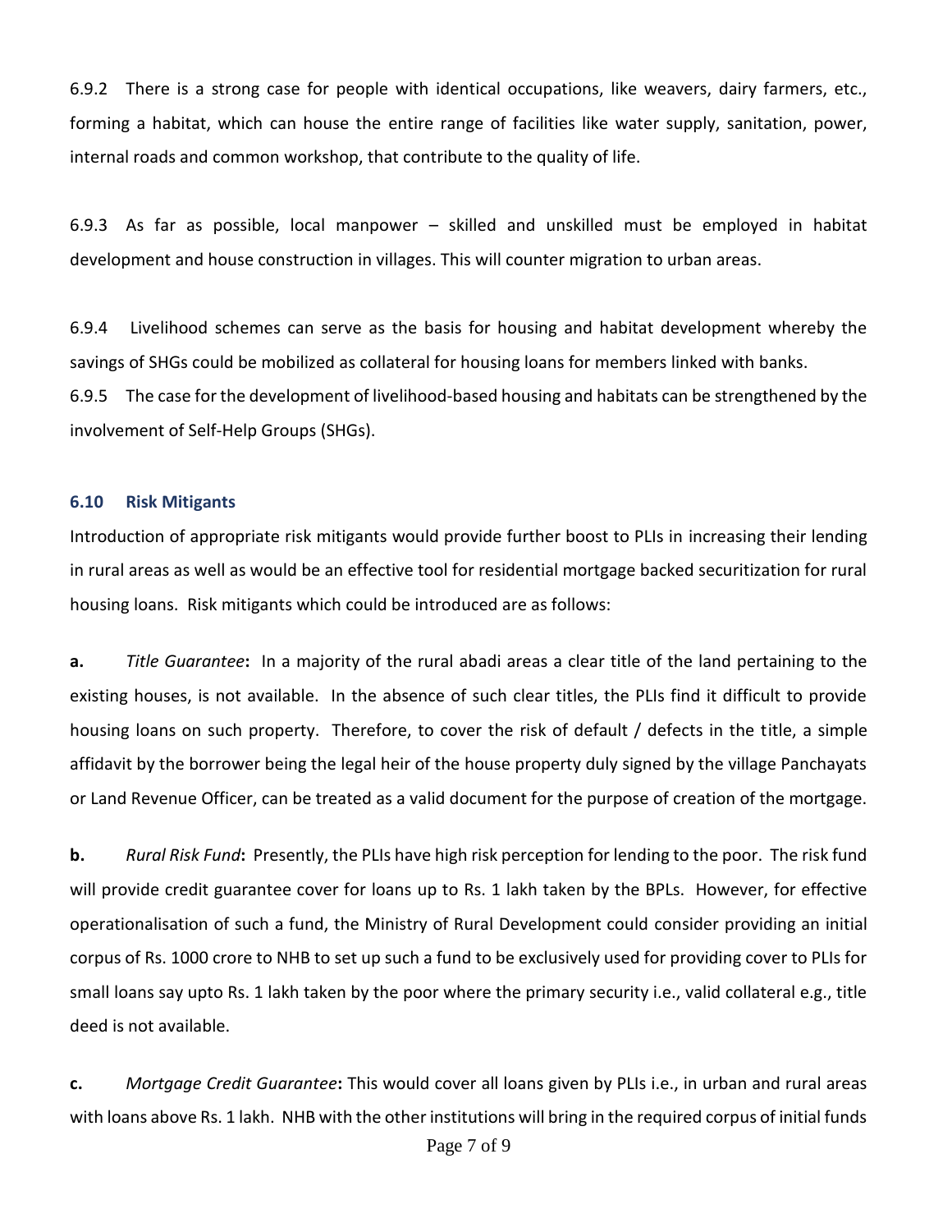6.9.2 There is a strong case for people with identical occupations, like weavers, dairy farmers, etc., forming a habitat, which can house the entire range of facilities like water supply, sanitation, power, internal roads and common workshop, that contribute to the quality of life.

6.9.3 As far as possible, local manpower – skilled and unskilled must be employed in habitat development and house construction in villages. This will counter migration to urban areas.

6.9.4 Livelihood schemes can serve as the basis for housing and habitat development whereby the savings of SHGs could be mobilized as collateral for housing loans for members linked with banks.

6.9.5 The case for the development of livelihood-based housing and habitats can be strengthened by the involvement of Self-Help Groups (SHGs).

### 6.10 Risk Mitigants

Introduction of appropriate risk mitigants would provide further boost to PLIs in increasing their lending in rural areas as well as would be an effective tool for residential mortgage backed securitization for rural housing loans. Risk mitigants which could be introduced are as follows:

**a.** *Title Guarantee***:** In a majority of the rural abadi areas a clear title of the land pertaining to the existing houses, is not available. In the absence of such clear titles, the PLIs find it difficult to provide housing loans on such property. Therefore, to cover the risk of default / defects in the title, a simple affidavit by the borrower being the legal heir of the house property duly signed by the village Panchayats or Land Revenue Officer, can be treated as a valid document for the purpose of creation of the mortgage.

**b.** *Rural Risk Fund***:** Presently, the PLIs have high risk perception for lending to the poor. The risk fund will provide credit guarantee cover for loans up to Rs. 1 lakh taken by the BPLs. However, for effective operationalisation of such a fund, the Ministry of Rural Development could consider providing an initial corpus of Rs. 1000 crore to NHB to set up such a fund to be exclusively used for providing cover to PLIs for small loans say upto Rs. 1 lakh taken by the poor where the primary security i.e., valid collateral e.g., title deed is not available.

**c.** *Mortgage Credit Guarantee***:** This would cover all loans given by PLIs i.e., in urban and rural areas with loans above Rs. 1 lakh. NHB with the other institutions will bring in the required corpus of initial funds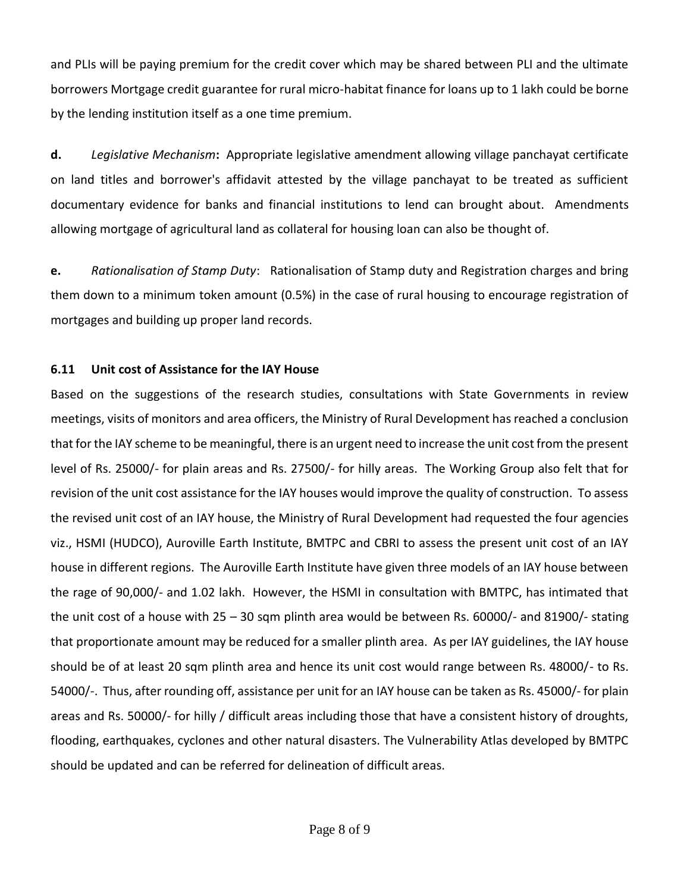and PLIs will be paying premium for the credit cover which may be shared between PLI and the ultimate borrowers Mortgage credit guarantee for rural micro-habitat finance for loans up to 1 lakh could be borne by the lending institution itself as a one time premium.

**d.** *Legislative Mechanism***:** Appropriate legislative amendment allowing village panchayat certificate on land titles and borrower's affidavit attested by the village panchayat to be treated as sufficient documentary evidence for banks and financial institutions to lend can brought about. Amendments allowing mortgage of agricultural land as collateral for housing loan can also be thought of.

**e.** *Rationalisation of Stamp Duty*: Rationalisation of Stamp duty and Registration charges and bring them down to a minimum token amount (0.5%) in the case of rural housing to encourage registration of mortgages and building up proper land records.

### 6.11 Unit cost of Assistance for the IAY House

Based on the suggestions of the research studies, consultations with State Governments in review meetings, visits of monitors and area officers, the Ministry of Rural Development has reached a conclusion that for the IAY scheme to be meaningful, there is an urgent need to increase the unit cost from the present level of Rs. 25000/- for plain areas and Rs. 27500/- for hilly areas. The Working Group also felt that for revision of the unit cost assistance for the IAY houses would improve the quality of construction. To assess the revised unit cost of an IAY house, the Ministry of Rural Development had requested the four agencies viz., HSMI (HUDCO), Auroville Earth Institute, BMTPC and CBRI to assess the present unit cost of an IAY house in different regions. The Auroville Earth Institute have given three models of an IAY house between the rage of 90,000/- and 1.02 lakh. However, the HSMI in consultation with BMTPC, has intimated that the unit cost of a house with 25 – 30 sqm plinth area would be between Rs. 60000/- and 81900/- stating that proportionate amount may be reduced for a smaller plinth area. As per IAY guidelines, the IAY house should be of at least 20 sqm plinth area and hence its unit cost would range between Rs. 48000/- to Rs. 54000/-. Thus, after rounding off, assistance per unit for an IAY house can be taken as Rs. 45000/- for plain areas and Rs. 50000/- for hilly / difficult areas including those that have a consistent history of droughts, flooding, earthquakes, cyclones and other natural disasters. The Vulnerability Atlas developed by BMTPC should be updated and can be referred for delineation of difficult areas.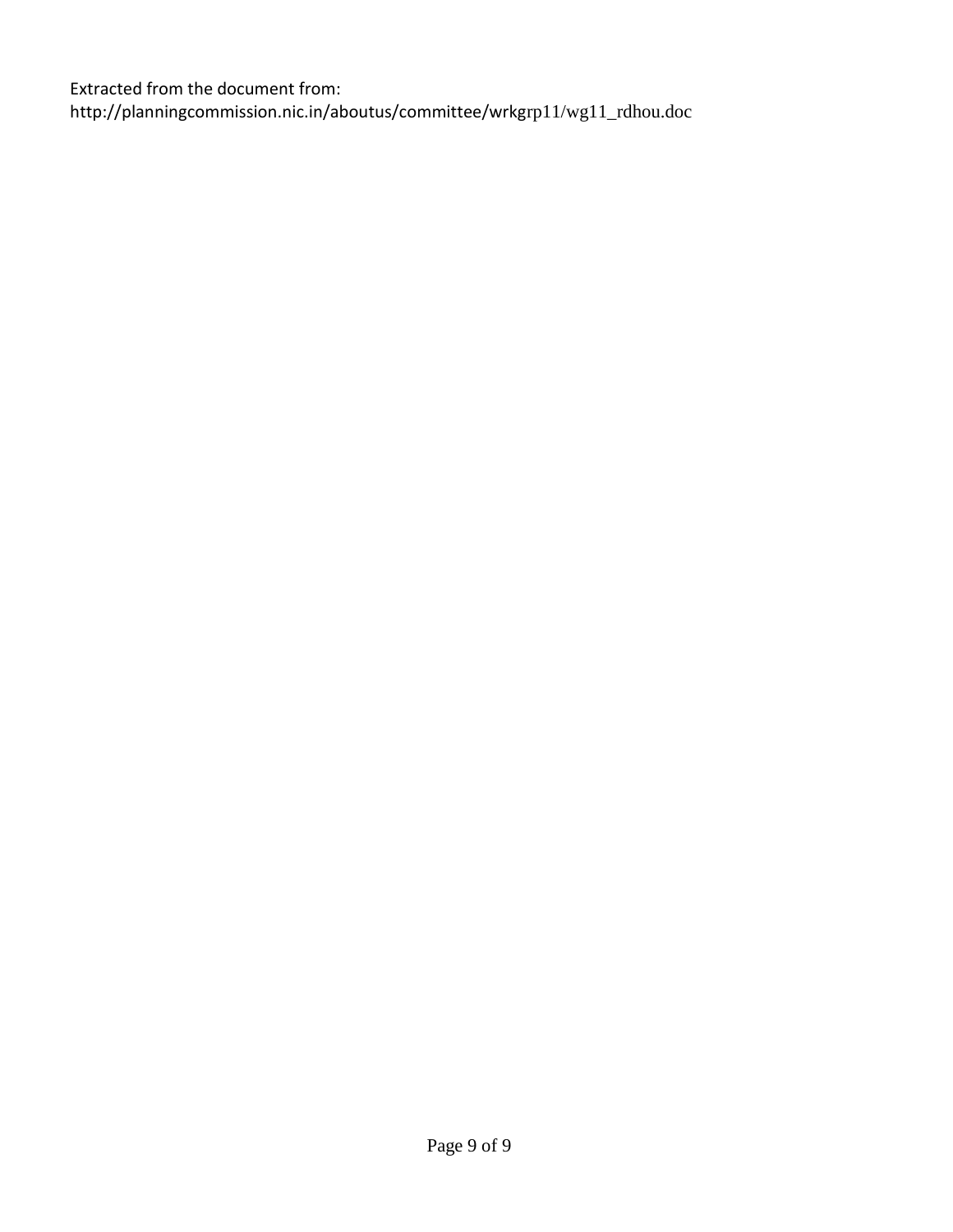Extracted from the document from:
http://planningcommission.nic.in/aboutus/committee/wrkgrp11/wg11_rdhou.doc